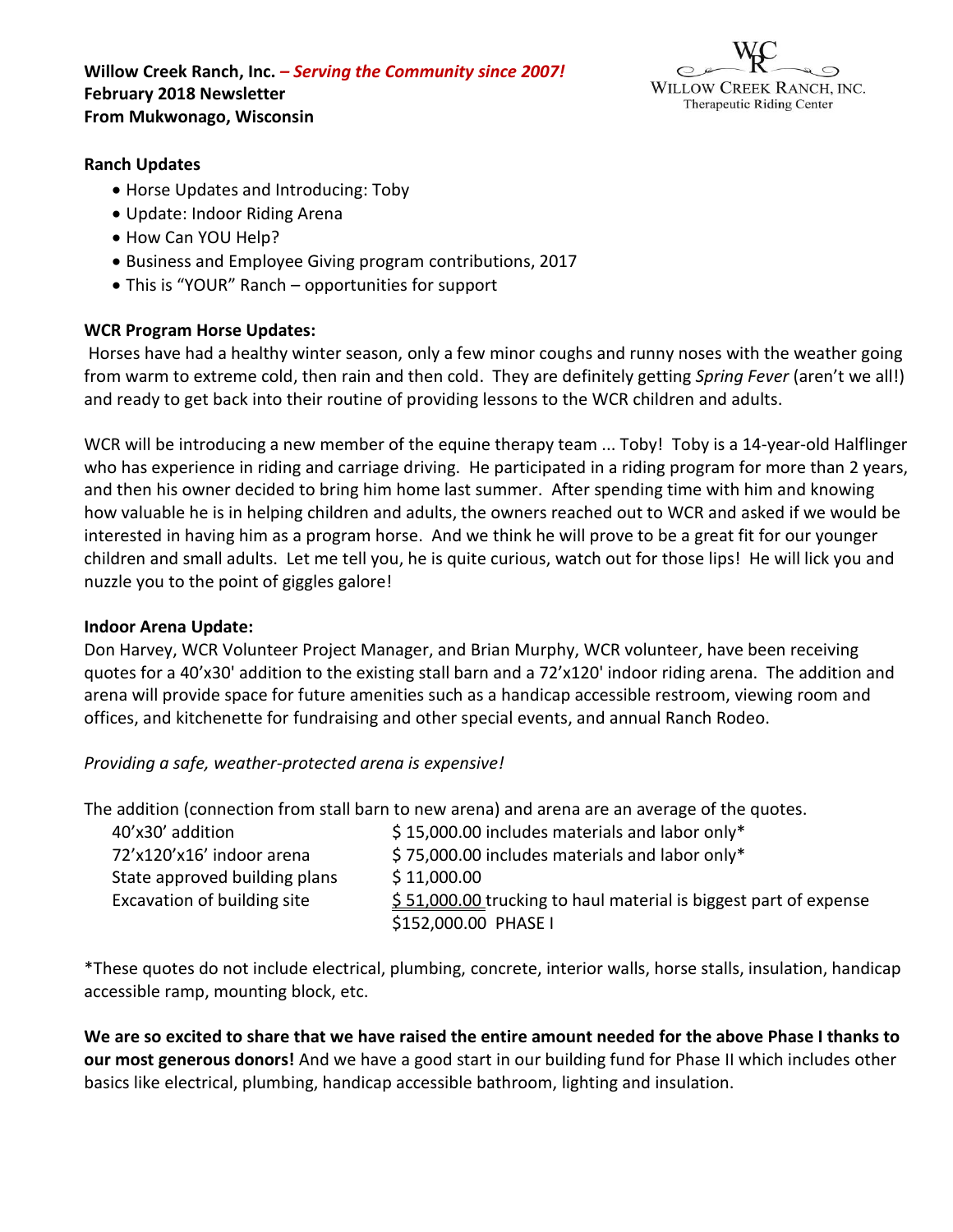**Willow Creek Ranch, Inc.** ***– Serving the Community since 2007!***
**February 2018 Newsletter**
**From Mukwonago, Wisconsin**

WILLOW CREEK RANCH, INC.
Therapeutic Riding Center

**Ranch Updates**

- Horse Updates and Introducing: Toby
- Update: Indoor Riding Arena
- How Can YOU Help?
- Business and Employee Giving program contributions, 2017
- This is "YOUR" Ranch – opportunities for support

**WCR Program Horse Updates:**

Horses have had a healthy winter season, only a few minor coughs and runny noses with the weather going from warm to extreme cold, then rain and then cold. They are definitely getting *Spring Fever* (aren't we all!) and ready to get back into their routine of providing lessons to the WCR children and adults.

WCR will be introducing a new member of the equine therapy team ... Toby! Toby is a 14-year-old Halflinger who has experience in riding and carriage driving. He participated in a riding program for more than 2 years, and then his owner decided to bring him home last summer. After spending time with him and knowing how valuable he is in helping children and adults, the owners reached out to WCR and asked if we would be interested in having him as a program horse. And we think he will prove to be a great fit for our younger children and small adults. Let me tell you, he is quite curious, watch out for those lips! He will lick you and nuzzle you to the point of giggles galore!

**Indoor Arena Update:**

Don Harvey, WCR Volunteer Project Manager, and Brian Murphy, WCR volunteer, have been receiving quotes for a 40'x30' addition to the existing stall barn and a 72'x120' indoor riding arena. The addition and arena will provide space for future amenities such as a handicap accessible restroom, viewing room and offices, and kitchenette for fundraising and other special events, and annual Ranch Rodeo.

*Providing a safe, weather-protected arena is expensive!*

The addition (connection from stall barn to new arena) and arena are an average of the quotes.

| | |
|---|---|
| 40'x30' addition | $ 15,000.00 includes materials and labor only* |
| 72'x120'x16' indoor arena | $ 75,000.00 includes materials and labor only* |
| State approved building plans | $ 11,000.00 |
| Excavation of building site | $ 51,000.00 trucking to haul material is biggest part of expense |
| | $152,000.00 PHASE I |

*These quotes do not include electrical, plumbing, concrete, interior walls, horse stalls, insulation, handicap accessible ramp, mounting block, etc.

**We are so excited to share that we have raised the entire amount needed for the above Phase I thanks to our most generous donors!** And we have a good start in our building fund for Phase II which includes other basics like electrical, plumbing, handicap accessible bathroom, lighting and insulation.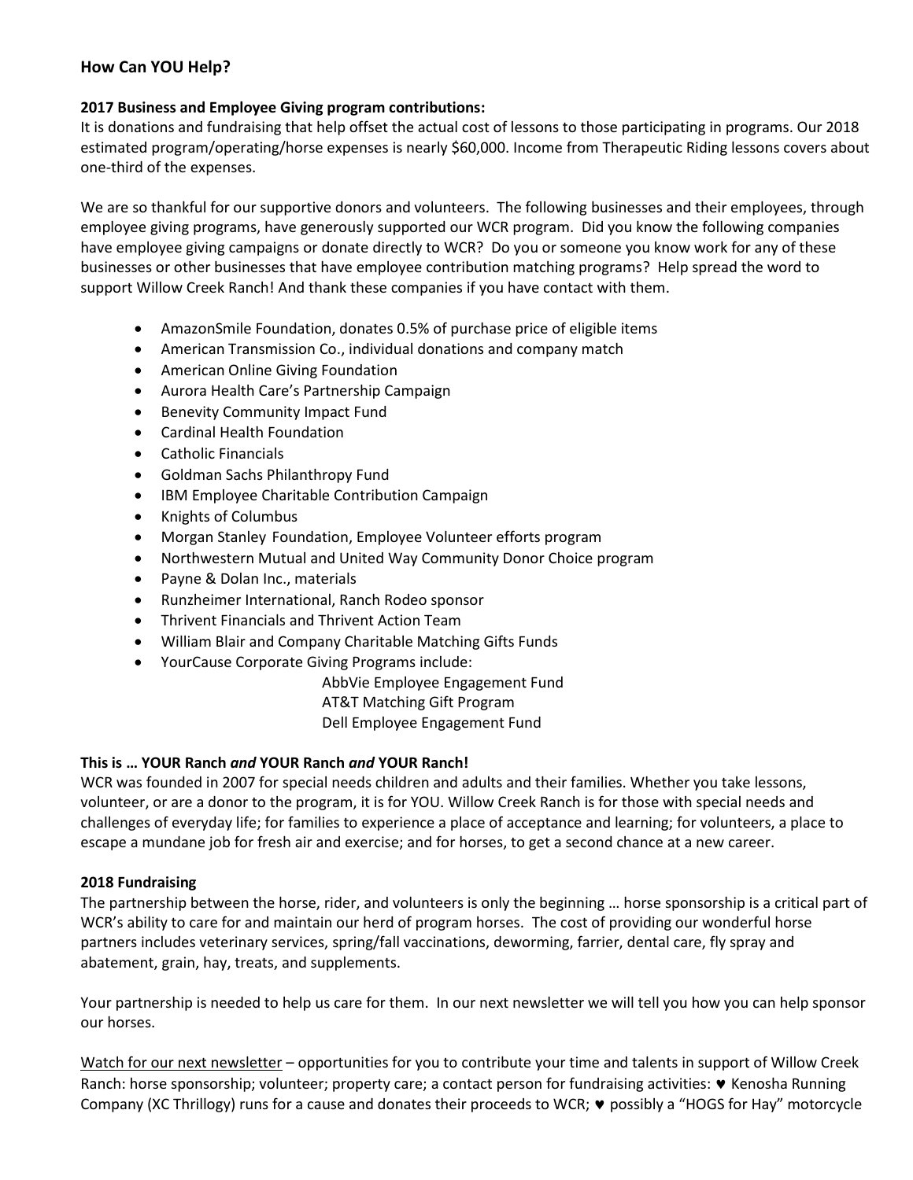## How Can YOU Help?

**2017 Business and Employee Giving program contributions:**
It is donations and fundraising that help offset the actual cost of lessons to those participating in programs. Our 2018 estimated program/operating/horse expenses is nearly $60,000. Income from Therapeutic Riding lessons covers about one-third of the expenses.

We are so thankful for our supportive donors and volunteers. The following businesses and their employees, through employee giving programs, have generously supported our WCR program. Did you know the following companies have employee giving campaigns or donate directly to WCR? Do you or someone you know work for any of these businesses or other businesses that have employee contribution matching programs? Help spread the word to support Willow Creek Ranch! And thank these companies if you have contact with them.

- AmazonSmile Foundation, donates 0.5% of purchase price of eligible items
- American Transmission Co., individual donations and company match
- American Online Giving Foundation
- Aurora Health Care's Partnership Campaign
- Benevity Community Impact Fund
- Cardinal Health Foundation
- Catholic Financials
- Goldman Sachs Philanthropy Fund
- IBM Employee Charitable Contribution Campaign
- Knights of Columbus
- Morgan Stanley Foundation, Employee Volunteer efforts program
- Northwestern Mutual and United Way Community Donor Choice program
- Payne & Dolan Inc., materials
- Runzheimer International, Ranch Rodeo sponsor
- Thrivent Financials and Thrivent Action Team
- William Blair and Company Charitable Matching Gifts Funds
- YourCause Corporate Giving Programs include:
  - AbbVie Employee Engagement Fund
  - AT&T Matching Gift Program
  - Dell Employee Engagement Fund

**This is … YOUR Ranch *and* YOUR Ranch *and* YOUR Ranch!**
WCR was founded in 2007 for special needs children and adults and their families. Whether you take lessons, volunteer, or are a donor to the program, it is for YOU. Willow Creek Ranch is for those with special needs and challenges of everyday life; for families to experience a place of acceptance and learning; for volunteers, a place to escape a mundane job for fresh air and exercise; and for horses, to get a second chance at a new career.

**2018 Fundraising**
The partnership between the horse, rider, and volunteers is only the beginning … horse sponsorship is a critical part of WCR's ability to care for and maintain our herd of program horses. The cost of providing our wonderful horse partners includes veterinary services, spring/fall vaccinations, deworming, farrier, dental care, fly spray and abatement, grain, hay, treats, and supplements.

Your partnership is needed to help us care for them. In our next newsletter we will tell you how you can help sponsor our horses.

<u>Watch for our next newsletter</u> – opportunities for you to contribute your time and talents in support of Willow Creek Ranch: horse sponsorship; volunteer; property care; a contact person for fundraising activities: ♥ Kenosha Running Company (XC Thrillogy) runs for a cause and donates their proceeds to WCR; ♥ possibly a "HOGS for Hay" motorcycle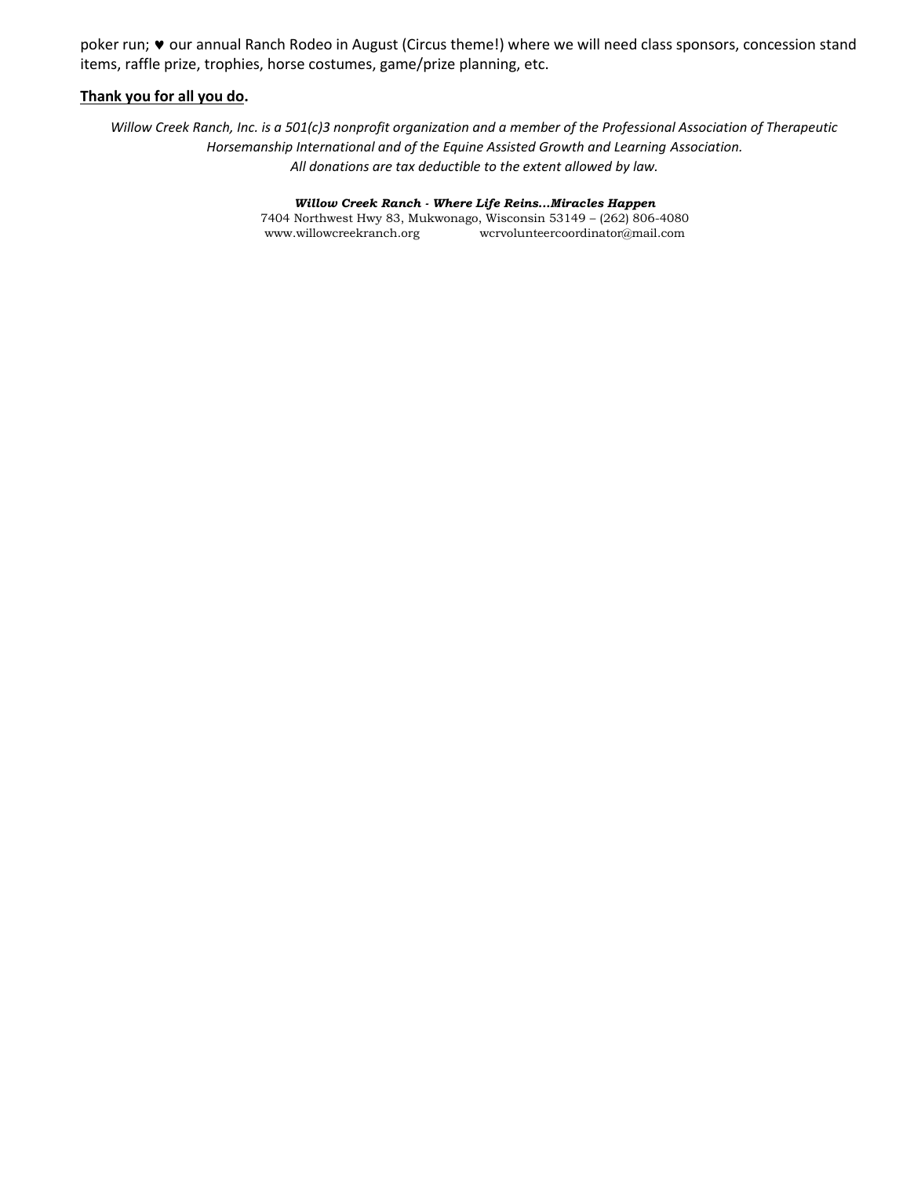poker run; ♥ our annual Ranch Rodeo in August (Circus theme!) where we will need class sponsors, concession stand items, raffle prize, trophies, horse costumes, game/prize planning, etc.

**Thank you for all you do.**

*Willow Creek Ranch, Inc. is a 501(c)3 nonprofit organization and a member of the Professional Association of Therapeutic Horsemanship International and of the Equine Assisted Growth and Learning Association.*
*All donations are tax deductible to the extent allowed by law.*

***Willow Creek Ranch - Where Life Reins...Miracles Happen***
7404 Northwest Hwy 83, Mukwonago, Wisconsin 53149 – (262) 806-4080
www.willowcreekranch.org wcrvolunteercoordinator@mail.com